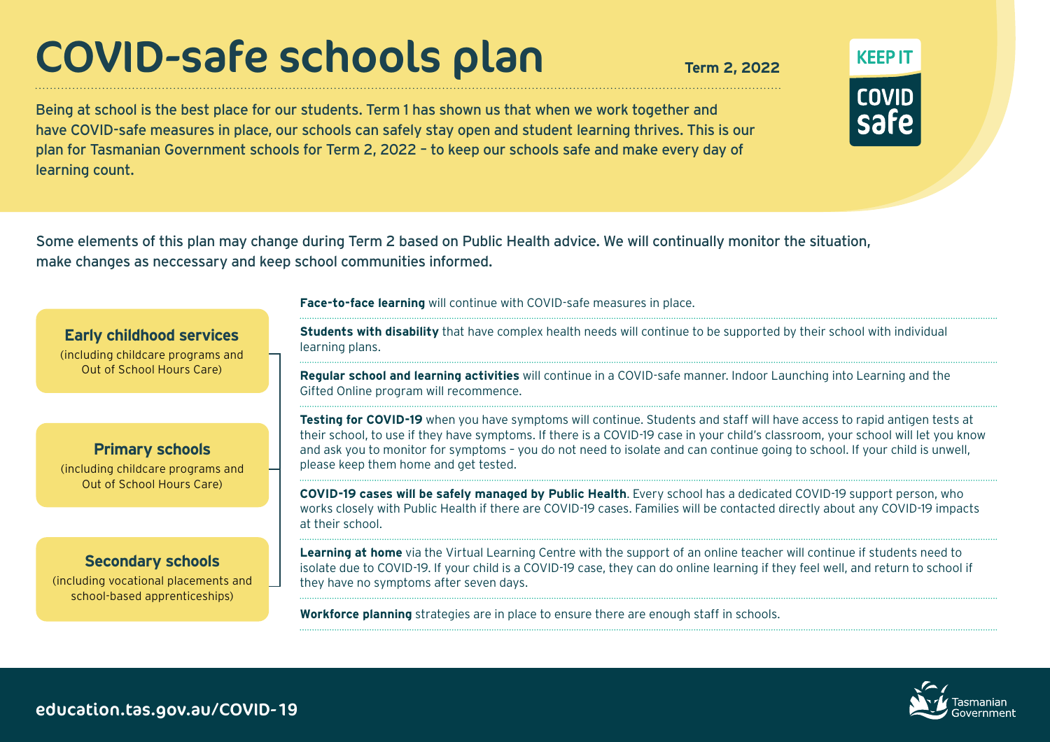# COVID-safe schools plan

**Term 2, 2022**

KEEP IT COVID safe

Being at school is the best place for our students. Term 1 has shown us that when we work together and have COVID-safe measures in place, our schools can safely stay open and student learning thrives. This is our plan for Tasmanian Government schools for Term 2, 2022 – to keep our schools safe and make every day of learning count.

Some elements of this plan may change during Term 2 based on Public Health advice. We will continually monitor the situation, make changes as neccessary and keep school communities informed.

### Early childhood services

(including childcare programs and Out of School Hours Care)

### Primary schools

(including childcare programs and Out of School Hours Care)

### Secondary schools

(including vocational placements and school-based apprenticeships)

**Face-to-face learning** will continue with COVID-safe measures in place.

**Students with disability** that have complex health needs will continue to be supported by their school with individual learning plans.

**Regular school and learning activities** will continue in a COVID-safe manner. Indoor Launching into Learning and the Gifted Online program will recommence.

**Testing for COVID-19** when you have symptoms will continue. Students and staff will have access to rapid antigen tests at their school, to use if they have symptoms. If there is a COVID-19 case in your child's classroom, your school will let you know and ask you to monitor for symptoms – you do not need to isolate and can continue going to school. If your child is unwell, please keep them home and get tested.

**COVID-19 cases will be safely managed by Public Health**. Every school has a dedicated COVID-19 support person, who works closely with Public Health if there are COVID-19 cases. Families will be contacted directly about any COVID-19 impacts at their school.

**Learning at home** via the Virtual Learning Centre with the support of an online teacher will continue if students need to isolate due to COVID-19. If your child is a COVID-19 case, they can do online learning if they feel well, and return to school if they have no symptoms after seven days.

**Workforce planning** strategies are in place to ensure there are enough staff in schools.

education.tas.gov.au/COVID-19

Tasmanian Government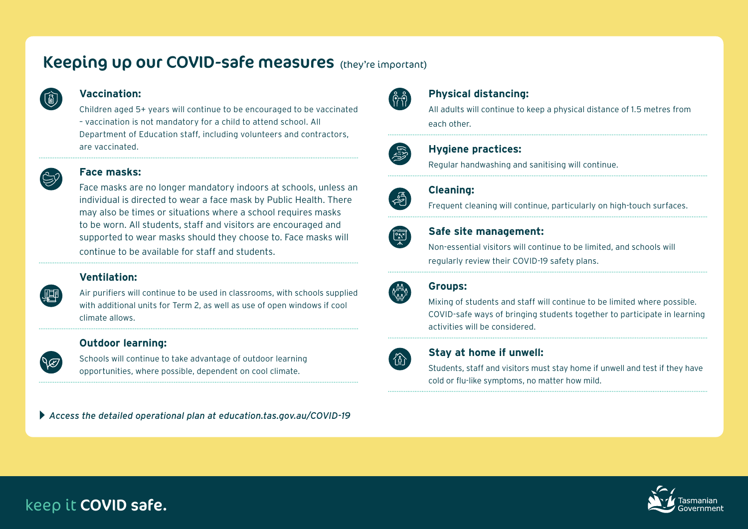## Keeping up our COVID-safe measures (they're important)

### Vaccination:

Children aged 5+ years will continue to be encouraged to be vaccinated – vaccination is not mandatory for a child to attend school. All Department of Education staff, including volunteers and contractors, are vaccinated.

### Face masks:

Face masks are no longer mandatory indoors at schools, unless an individual is directed to wear a face mask by Public Health. There may also be times or situations where a school requires masks to be worn. All students, staff and visitors are encouraged and supported to wear masks should they choose to. Face masks will continue to be available for staff and students.

### Ventilation:

Air purifiers will continue to be used in classrooms, with schools supplied with additional units for Term 2, as well as use of open windows if cool climate allows.

### Outdoor learning:

Schools will continue to take advantage of outdoor learning opportunities, where possible, dependent on cool climate.

### Physical distancing:

All adults will continue to keep a physical distance of 1.5 metres from each other.

### Hygiene practices:

Regular handwashing and sanitising will continue.

### Cleaning:

Frequent cleaning will continue, particularly on high-touch surfaces.

### Safe site management:

Non-essential visitors will continue to be limited, and schools will regularly review their COVID-19 safety plans.

### Groups:

Mixing of students and staff will continue to be limited where possible. COVID-safe ways of bringing students together to participate in learning activities will be considered.

### Stay at home if unwell:

Students, staff and visitors must stay home if unwell and test if they have cold or flu-like symptoms, no matter how mild.

*Access the detailed operational plan at education.tas.gov.au/COVID-19*

keep it **COVID safe.**

Tasmanian Government